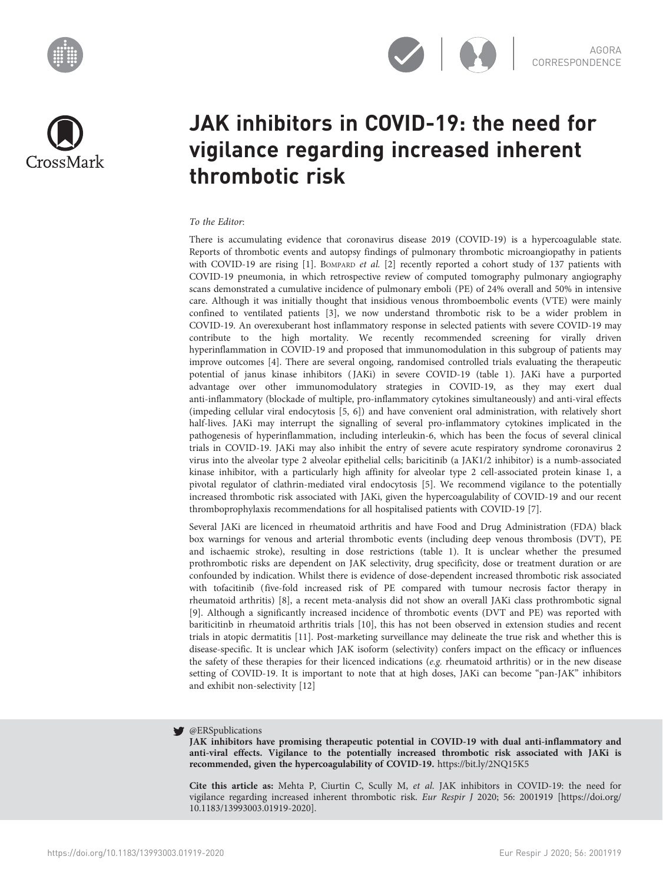# JAK inhibitors in COVID-19: the need for vigilance regarding increased inherent thrombotic risk

*To the Editor*:

There is accumulating evidence that coronavirus disease 2019 (COVID-19) is a hypercoagulable state. Reports of thrombotic events and autopsy findings of pulmonary thrombotic microangiopathy in patients with COVID-19 are rising [1]. Bompard *et al.* [2] recently reported a cohort study of 137 patients with COVID-19 pneumonia, in which retrospective review of computed tomography pulmonary angiography scans demonstrated a cumulative incidence of pulmonary emboli (PE) of 24% overall and 50% in intensive care. Although it was initially thought that insidious venous thromboembolic events (VTE) were mainly confined to ventilated patients [3], we now understand thrombotic risk to be a wider problem in COVID-19. An overexuberant host inflammatory response in selected patients with severe COVID-19 may contribute to the high mortality. We recently recommended screening for virally driven hyperinflammation in COVID-19 and proposed that immunomodulation in this subgroup of patients may improve outcomes [4]. There are several ongoing, randomised controlled trials evaluating the therapeutic potential of janus kinase inhibitors (JAKi) in severe COVID-19 (table 1). JAKi have a purported advantage over other immunomodulatory strategies in COVID-19, as they may exert dual anti-inflammatory (blockade of multiple, pro-inflammatory cytokines simultaneously) and anti-viral effects (impeding cellular viral endocytosis [5, 6]) and have convenient oral administration, with relatively short half-lives. JAKi may interrupt the signalling of several pro-inflammatory cytokines implicated in the pathogenesis of hyperinflammation, including interleukin-6, which has been the focus of several clinical trials in COVID-19. JAKi may also inhibit the entry of severe acute respiratory syndrome coronavirus 2 virus into the alveolar type 2 alveolar epithelial cells; baricitinib (a JAK1/2 inhibitor) is a numb-associated kinase inhibitor, with a particularly high affinity for alveolar type 2 cell-associated protein kinase 1, a pivotal regulator of clathrin-mediated viral endocytosis [5]. We recommend vigilance to the potentially increased thrombotic risk associated with JAKi, given the hypercoagulability of COVID-19 and our recent thromboprophylaxis recommendations for all hospitalised patients with COVID-19 [7].

Several JAKi are licenced in rheumatoid arthritis and have Food and Drug Administration (FDA) black box warnings for venous and arterial thrombotic events (including deep venous thrombosis (DVT), PE and ischaemic stroke), resulting in dose restrictions (table 1). It is unclear whether the presumed prothrombotic risks are dependent on JAK selectivity, drug specificity, dose or treatment duration or are confounded by indication. Whilst there is evidence of dose-dependent increased thrombotic risk associated with tofacitinib (five-fold increased risk of PE compared with tumour necrosis factor therapy in rheumatoid arthritis) [8], a recent meta-analysis did not show an overall JAKi class prothrombotic signal [9]. Although a significantly increased incidence of thrombotic events (DVT and PE) was reported with bariticitinb in rheumatoid arthritis trials [10], this has not been observed in extension studies and recent trials in atopic dermatitis [11]. Post-marketing surveillance may delineate the true risk and whether this is disease-specific. It is unclear which JAK isoform (selectivity) confers impact on the efficacy or influences the safety of these therapies for their licenced indications (*e.g.* rheumatoid arthritis) or in the new disease setting of COVID-19. It is important to note that at high doses, JAKi can become "pan-JAK" inhibitors and exhibit non-selectivity [12]

@ERSpublications
**JAK inhibitors have promising therapeutic potential in COVID-19 with dual anti-inflammatory and anti-viral effects. Vigilance to the potentially increased thrombotic risk associated with JAKi is recommended, given the hypercoagulability of COVID-19.** https://bit.ly/2NQ15K5

**Cite this article as:** Mehta P, Ciurtin C, Scully M, *et al.* JAK inhibitors in COVID-19: the need for vigilance regarding increased inherent thrombotic risk. *Eur Respir J* 2020; 56: 2001919 [https://doi.org/10.1183/13993003.01919-2020].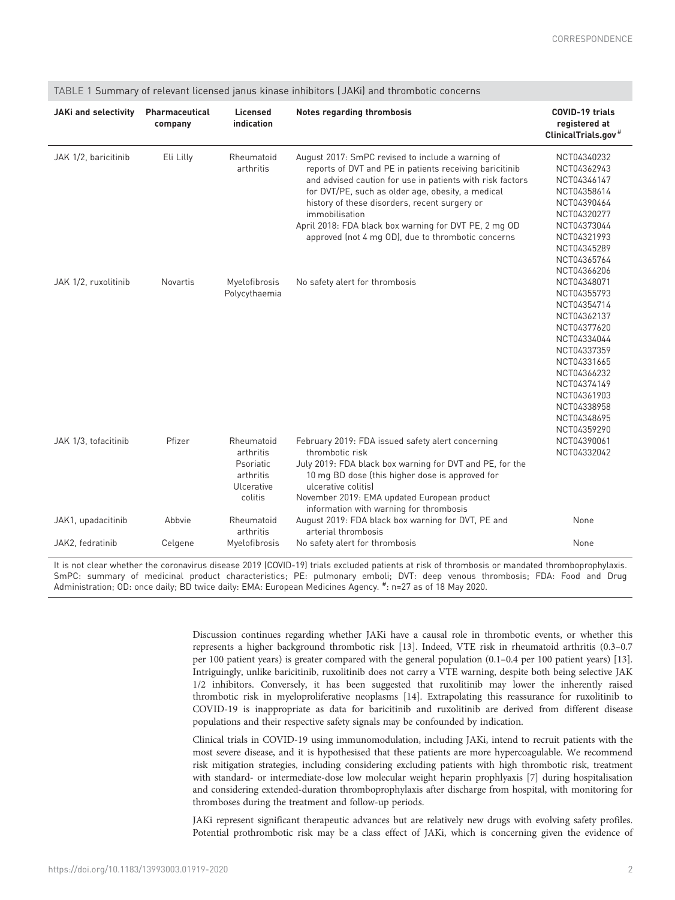TABLE 1 Summary of relevant licensed janus kinase inhibitors (JAKi) and thrombotic concerns

| JAKi and selectivity | Pharmaceutical company | Licensed indication | Notes regarding thrombosis | COVID-19 trials registered at ClinicalTrials.gov# |
|---|---|---|---|---|
| JAK 1/2, baricitinib | Eli Lilly | Rheumatoid arthritis | August 2017: SmPC revised to include a warning of reports of DVT and PE in patients receiving baricitinib and advised caution for use in patients with risk factors for DVT/PE, such as older age, obesity, a medical history of these disorders, recent surgery or immobilisation<br>April 2018: FDA black box warning for DVT PE, 2 mg OD approved (not 4 mg OD), due to thrombotic concerns | NCT04340232<br>NCT04362943<br>NCT04346147<br>NCT04358614<br>NCT04390464<br>NCT04320277<br>NCT04373044<br>NCT04321993<br>NCT04345289<br>NCT04365764<br>NCT04366206 |
| JAK 1/2, ruxolitinib | Novartis | Myelofibrosis<br>Polycythaemia | No safety alert for thrombosis | NCT04348071<br>NCT04355793<br>NCT04354714<br>NCT04362137<br>NCT04377620<br>NCT04334044<br>NCT04337359<br>NCT04331665<br>NCT04366232<br>NCT04374149<br>NCT04361903<br>NCT04338958<br>NCT04348695<br>NCT04359290 |
| JAK 1/3, tofacitinib | Pfizer | Rheumatoid arthritis<br>Psoriatic arthritis<br>Ulcerative colitis | February 2019: FDA issued safety alert concerning thrombotic risk<br>July 2019: FDA black box warning for DVT and PE, for the 10 mg BD dose (this higher dose is approved for ulcerative colitis)<br>November 2019: EMA updated European product information with warning for thrombosis | NCT04390061<br>NCT04332042 |
| JAK1, upadacitinib | Abbvie | Rheumatoid arthritis | August 2019: FDA black box warning for DVT, PE and arterial thrombosis | None |
| JAK2, fedratinib | Celgene | Myelofibrosis | No safety alert for thrombosis | None |

It is not clear whether the coronavirus disease 2019 (COVID-19) trials excluded patients at risk of thrombosis or mandated thromboprophylaxis. SmPC: summary of medicinal product characteristics; PE: pulmonary emboli; DVT: deep venous thrombosis; FDA: Food and Drug Administration; OD: once daily; BD twice daily: EMA: European Medicines Agency. #: n=27 as of 18 May 2020.

Discussion continues regarding whether JAKi have a causal role in thrombotic events, or whether this represents a higher background thrombotic risk [13]. Indeed, VTE risk in rheumatoid arthritis (0.3–0.7 per 100 patient years) is greater compared with the general population (0.1–0.4 per 100 patient years) [13]. Intriguingly, unlike baricitinib, ruxolitinib does not carry a VTE warning, despite both being selective JAK 1/2 inhibitors. Conversely, it has been suggested that ruxolitinib may lower the inherently raised thrombotic risk in myeloproliferative neoplasms [14]. Extrapolating this reassurance for ruxolitinib to COVID-19 is inappropriate as data for baricitinib and ruxolitinib are derived from different disease populations and their respective safety signals may be confounded by indication.

Clinical trials in COVID-19 using immunomodulation, including JAKi, intend to recruit patients with the most severe disease, and it is hypothesised that these patients are more hypercoagulable. We recommend risk mitigation strategies, including considering excluding patients with high thrombotic risk, treatment with standard- or intermediate-dose low molecular weight heparin prophlyaxis [7] during hospitalisation and considering extended-duration thromboprophylaxis after discharge from hospital, with monitoring for thromboses during the treatment and follow-up periods.

JAKi represent significant therapeutic advances but are relatively new drugs with evolving safety profiles. Potential prothrombotic risk may be a class effect of JAKi, which is concerning given the evidence of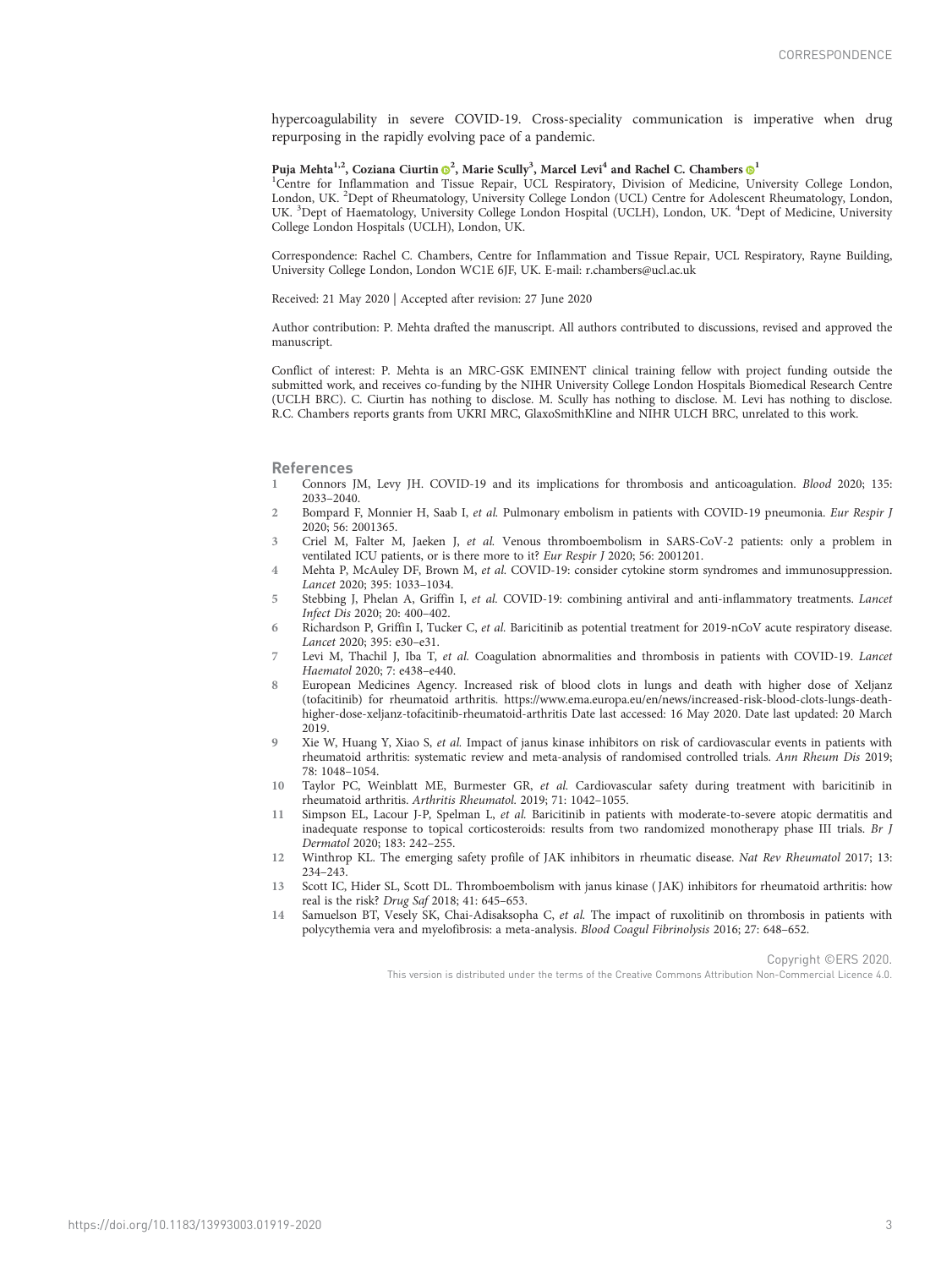hypercoagulability in severe COVID-19. Cross-speciality communication is imperative when drug repurposing in the rapidly evolving pace of a pandemic.

**Puja Mehta[1,2], Coziana Ciurtin[2], Marie Scully[3], Marcel Levi[4] and Rachel C. Chambers[1]**

[1]Centre for Inflammation and Tissue Repair, UCL Respiratory, Division of Medicine, University College London, London, UK. [2]Dept of Rheumatology, University College London (UCL) Centre for Adolescent Rheumatology, London, UK. [3]Dept of Haematology, University College London Hospital (UCLH), London, UK. [4]Dept of Medicine, University College London Hospitals (UCLH), London, UK.

Correspondence: Rachel C. Chambers, Centre for Inflammation and Tissue Repair, UCL Respiratory, Rayne Building, University College London, London WC1E 6JF, UK. E-mail: r.chambers@ucl.ac.uk

Received: 21 May 2020 | Accepted after revision: 27 June 2020

Author contribution: P. Mehta drafted the manuscript. All authors contributed to discussions, revised and approved the manuscript.

Conflict of interest: P. Mehta is an MRC-GSK EMINENT clinical training fellow with project funding outside the submitted work, and receives co-funding by the NIHR University College London Hospitals Biomedical Research Centre (UCLH BRC). C. Ciurtin has nothing to disclose. M. Scully has nothing to disclose. M. Levi has nothing to disclose. R.C. Chambers reports grants from UKRI MRC, GlaxoSmithKline and NIHR ULCH BRC, unrelated to this work.

## References

1. Connors JM, Levy JH. COVID-19 and its implications for thrombosis and anticoagulation. *Blood* 2020; 135: 2033–2040.
2. Bompard F, Monnier H, Saab I, *et al.* Pulmonary embolism in patients with COVID-19 pneumonia. *Eur Respir J* 2020; 56: 2001365.
3. Criel M, Falter M, Jaeken J, *et al.* Venous thromboembolism in SARS-CoV-2 patients: only a problem in ventilated ICU patients, or is there more to it? *Eur Respir J* 2020; 56: 2001201.
4. Mehta P, McAuley DF, Brown M, *et al.* COVID-19: consider cytokine storm syndromes and immunosuppression. *Lancet* 2020; 395: 1033–1034.
5. Stebbing J, Phelan A, Griffin I, *et al.* COVID-19: combining antiviral and anti-inflammatory treatments. *Lancet Infect Dis* 2020; 20: 400–402.
6. Richardson P, Griffin I, Tucker C, *et al.* Baricitinib as potential treatment for 2019-nCoV acute respiratory disease. *Lancet* 2020; 395: e30–e31.
7. Levi M, Thachil J, Iba T, *et al.* Coagulation abnormalities and thrombosis in patients with COVID-19. *Lancet Haematol* 2020; 7: e438–e440.
8. European Medicines Agency. Increased risk of blood clots in lungs and death with higher dose of Xeljanz (tofacitinib) for rheumatoid arthritis. https://www.ema.europa.eu/en/news/increased-risk-blood-clots-lungs-death-higher-dose-xeljanz-tofacitinib-rheumatoid-arthritis Date last accessed: 16 May 2020. Date last updated: 20 March 2019.
9. Xie W, Huang Y, Xiao S, *et al.* Impact of janus kinase inhibitors on risk of cardiovascular events in patients with rheumatoid arthritis: systematic review and meta-analysis of randomised controlled trials. *Ann Rheum Dis* 2019; 78: 1048–1054.
10. Taylor PC, Weinblatt ME, Burmester GR, *et al.* Cardiovascular safety during treatment with baricitinib in rheumatoid arthritis. *Arthritis Rheumatol.* 2019; 71: 1042–1055.
11. Simpson EL, Lacour J-P, Spelman L, *et al.* Baricitinib in patients with moderate-to-severe atopic dermatitis and inadequate response to topical corticosteroids: results from two randomized monotherapy phase III trials. *Br J Dermatol* 2020; 183: 242–255.
12. Winthrop KL. The emerging safety profile of JAK inhibitors in rheumatic disease. *Nat Rev Rheumatol* 2017; 13: 234–243.
13. Scott IC, Hider SL, Scott DL. Thromboembolism with janus kinase (JAK) inhibitors for rheumatoid arthritis: how real is the risk? *Drug Saf* 2018; 41: 645–653.
14. Samuelson BT, Vesely SK, Chai-Adisaksopha C, *et al.* The impact of ruxolitinib on thrombosis in patients with polycythemia vera and myelofibrosis: a meta-analysis. *Blood Coagul Fibrinolysis* 2016; 27: 648–652.

Copyright ©ERS 2020.
This version is distributed under the terms of the Creative Commons Attribution Non-Commercial Licence 4.0.